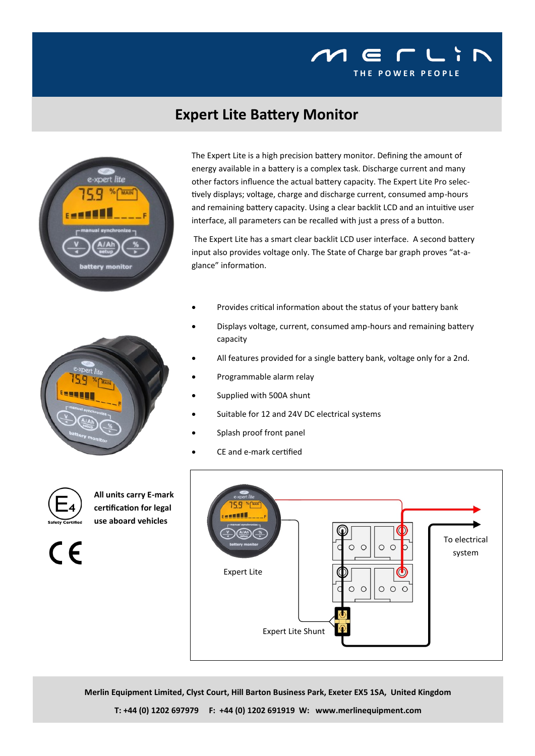MERLIN

THE POWER PEOPLE

# Expert Lite Battery Monitor

The Expert Lite is a high precision battery monitor. Defining the amount of energy available in a battery is a complex task. Discharge current and many other factors influence the actual battery capacity. The Expert Lite Pro selectively displays; voltage, charge and discharge current, consumed amp-hours and remaining battery capacity. Using a clear backlit LCD and an intuitive user interface, all parameters can be recalled with just a press of a button.

The Expert Lite has a smart clear backlit LCD user interface. A second battery input also provides voltage only. The State of Charge bar graph proves "at-a-glance" information.

- Provides critical information about the status of your battery bank
- Displays voltage, current, consumed amp-hours and remaining battery capacity
- All features provided for a single battery bank, voltage only for a 2nd.
- Programmable alarm relay
- Supplied with 500A shunt
- Suitable for 12 and 24V DC electrical systems
- Splash proof front panel
- CE and e-mark certified

**All units carry E-mark certification for legal use aboard vehicles**

Expert Lite

To electrical system

Expert Lite Shunt

**Merlin Equipment Limited, Clyst Court, Hill Barton Business Park, Exeter EX5 1SA, United Kingdom**

**T: +44 (0) 1202 697979 F: +44 (0) 1202 691919 W: www.merlinequipment.com**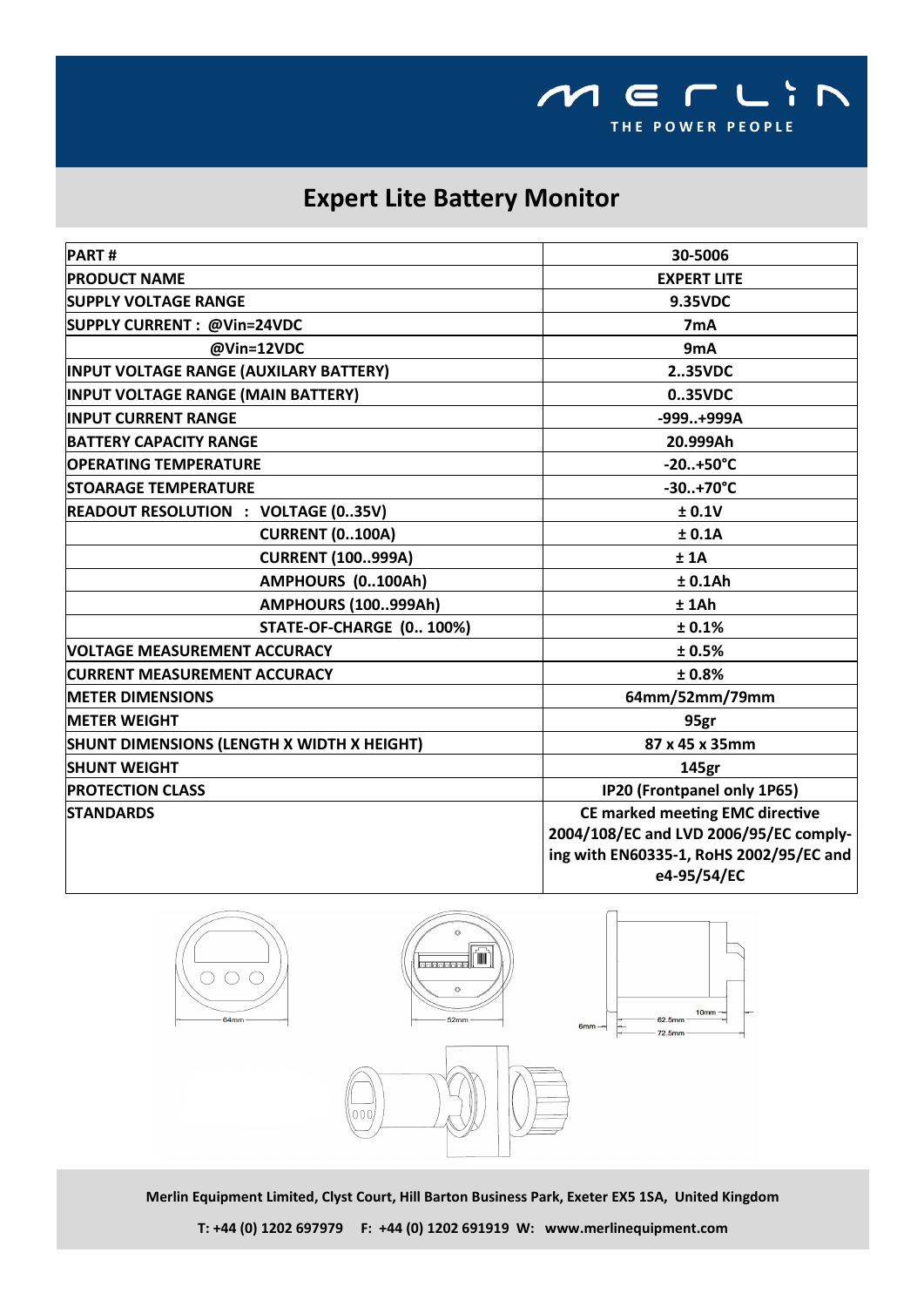# Expert Lite Battery Monitor

| | |
|---|---|
| **PART #** | **30-5006** |
| **PRODUCT NAME** | **EXPERT LITE** |
| **SUPPLY VOLTAGE RANGE** | **9.35VDC** |
| **SUPPLY CURRENT : @Vin=24VDC** | **7mA** |
| **@Vin=12VDC** | **9mA** |
| **INPUT VOLTAGE RANGE (AUXILARY BATTERY)** | **2..35VDC** |
| **INPUT VOLTAGE RANGE (MAIN BATTERY)** | **0..35VDC** |
| **INPUT CURRENT RANGE** | **-999..+999A** |
| **BATTERY CAPACITY RANGE** | **20.999Ah** |
| **OPERATING TEMPERATURE** | **-20..+50°C** |
| **STOARAGE TEMPERATURE** | **-30..+70°C** |
| **READOUT RESOLUTION : VOLTAGE (0..35V)** | **± 0.1V** |
| **CURRENT (0..100A)** | **± 0.1A** |
| **CURRENT (100..999A)** | **± 1A** |
| **AMPHOURS (0..100Ah)** | **± 0.1Ah** |
| **AMPHOURS (100..999Ah)** | **± 1Ah** |
| **STATE-OF-CHARGE (0.. 100%)** | **± 0.1%** |
| **VOLTAGE MEASUREMENT ACCURACY** | **± 0.5%** |
| **CURRENT MEASUREMENT ACCURACY** | **± 0.8%** |
| **METER DIMENSIONS** | **64mm/52mm/79mm** |
| **METER WEIGHT** | **95gr** |
| **SHUNT DIMENSIONS (LENGTH X WIDTH X HEIGHT)** | **87 x 45 x 35mm** |
| **SHUNT WEIGHT** | **145gr** |
| **PROTECTION CLASS** | **IP20 (Frontpanel only 1P65)** |
| **STANDARDS** | **CE marked meeting EMC directive 2004/108/EC and LVD 2006/95/EC complying with EN60335-1, RoHS 2002/95/EC and e4-95/54/EC** |

64mm

52mm

6mm

62.5mm

72.5mm

10mm

**Merlin Equipment Limited, Clyst Court, Hill Barton Business Park, Exeter EX5 1SA, United Kingdom**

**T: +44 (0) 1202 697979 F: +44 (0) 1202 691919 W: www.merlinequipment.com**